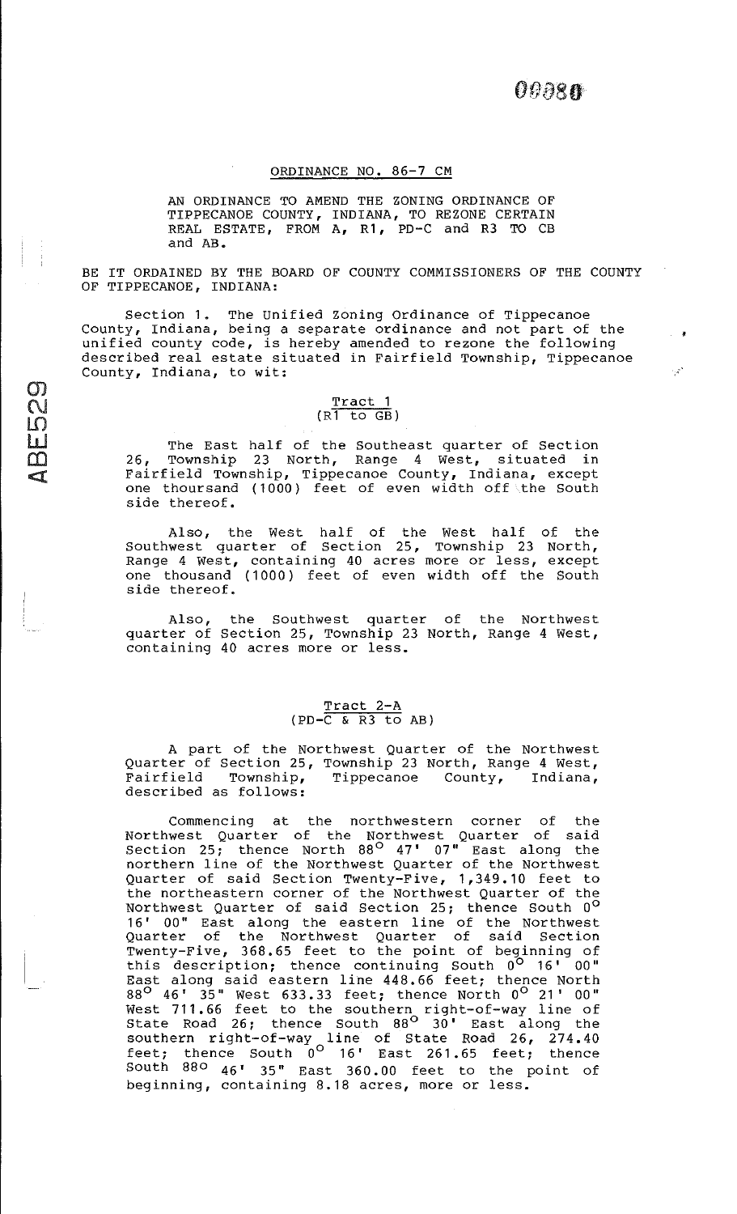ORDINANCE NO. 86-7 CM

AN ORDINANCE TO AMEND THE ZONING ORDINANCE OF TIPPECANOE COUNTY, INDIANA, TO REZONE CERTAIN REAL ESTATE, FROM A, R1, PD-C and R3 TO CB and AB.

BE IT ORDAINED BY THE BOARD OF COUNTY COMMISSIONERS OF THE COUNTY OF TIPPECANOE, INDIANA:

Section 1. The Unified Zoning Ordinance of Tippecanoe County, Indiana, being a separate ordinance and not part of the unified county code, is hereby amended to rezone the following described real estate situated in Fairfield Township, Tippecanoe County, Indiana, to wit:

Tract 1
(R1 to GB)

The East half of the Southeast quarter of Section 26, Township 23 North, Range 4 West, situated in Fairfield Township, Tippecanoe County, Indiana, except one thoursand (1000) feet of even width off the South side thereof.

Also, the West half of the West half of the Southwest quarter of Section 25, Township 23 North, Range 4 West, containing 40 acres more or less, except one thousand (1000) feet of even width off the South side thereof.

Also, the Southwest quarter of the Northwest quarter of Section 25, Township 23 North, Range 4 West, containing 40 acres more or less.

Tract 2-A
(PD-C & R3 to AB)

A part of the Northwest Quarter of the Northwest Quarter of Section 25, Township 23 North, Range 4 West, Fairfield Township, Tippecanoe County, Indiana, described as follows:

Commencing at the northwestern corner of the Northwest Quarter of the Northwest Quarter of said Section 25; thence North 88° 47' 07" East along the northern line of the Northwest Quarter of the Northwest Quarter of said Section Twenty-Five, 1,349.10 feet to the northeastern corner of the Northwest Quarter of the Northwest Quarter of said Section 25; thence South 0° 16' 00" East along the eastern line of the Northwest Quarter of the Northwest Quarter of said Section Twenty-Five, 368.65 feet to the point of beginning of this description; thence continuing South 0° 16' 00" East along said eastern line 448.66 feet; thence North 88° 46' 35" West 633.33 feet; thence North 0° 21' 00" West 711.66 feet to the southern right-of-way line of State Road 26; thence South 88° 30' East along the southern right-of-way line of State Road 26, 274.40 feet; thence South 0° 16' East 261.65 feet; thence South 88° 46' 35" East 360.00 feet to the point of beginning, containing 8.18 acres, more or less.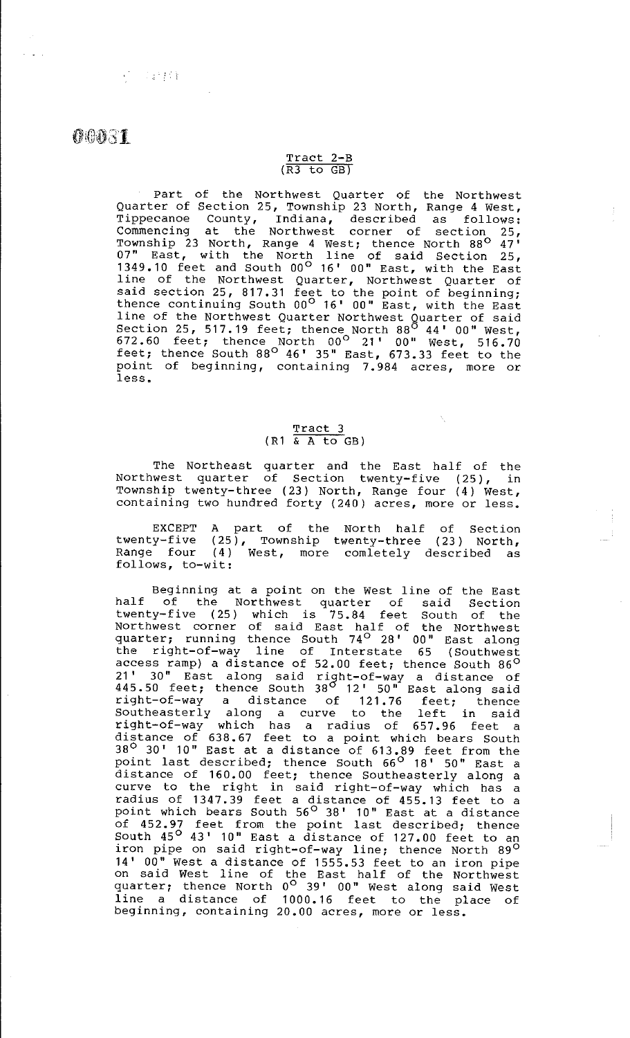## Tract 2-B
(R3 to GB)

Part of the Northwest Quarter of the Northwest Quarter of Section 25, Township 23 North, Range 4 West, Tippecanoe County, Indiana, described as follows: Commencing at the Northwest corner of section 25, Township 23 North, Range 4 West; thence North 88° 47' 07" East, with the North line of said Section 25, 1349.10 feet and South 00° 16' 00" East, with the East line of the Northwest Quarter, Northwest Quarter of said section 25, 817.31 feet to the point of beginning; thence continuing South 00° 16' 00" East, with the East line of the Northwest Quarter Northwest Quarter of said Section 25, 517.19 feet; thence North 88° 44' 00" West, 672.60 feet; thence North 00° 21' 00" West, 516.70 feet; thence South 88° 46' 35" East, 673.33 feet to the point of beginning, containing 7.984 acres, more or less.

## Tract 3
(R1 & A to GB)

The Northeast quarter and the East half of the Northwest quarter of Section twenty-five (25), in Township twenty-three (23) North, Range four (4) West, containing two hundred forty (240) acres, more or less.

EXCEPT A part of the North half of Section twenty-five (25), Township twenty-three (23) North, Range four (4) West, more comletely described as follows, to-wit:

Beginning at a point on the West line of the East half of the Northwest quarter of said Section twenty-five (25) which is 75.84 feet South of the Northwest corner of said East half of the Northwest quarter; running thence South 74° 28' 00" East along the right-of-way line of Interstate 65 (Southwest access ramp) a distance of 52.00 feet; thence South 86° 21' 30" East along said right-of-way a distance of 445.50 feet; thence South 38° 12' 50" East along said right-of-way a distance of 121.76 feet; thence Southeasterly along a curve to the left in said right-of-way which has a radius of 657.96 feet a distance of 638.67 feet to a point which bears South 38° 30' 10" East at a distance of 613.89 feet from the point last described; thence South 66° 18' 50" East a distance of 160.00 feet; thence Southeasterly along a curve to the right in said right-of-way which has a radius of 1347.39 feet a distance of 455.13 feet to a point which bears South 56° 38' 10" East at a distance of 452.97 feet from the point last described; thence South 45° 43' 10" East a distance of 127.00 feet to an iron pipe on said right-of-way line; thence North 89° 14' 00" West a distance of 1555.53 feet to an iron pipe on said West line of the East half of the Northwest quarter; thence North 0° 39' 00" West along said West line a distance of 1000.16 feet to the place of beginning, containing 20.00 acres, more or less.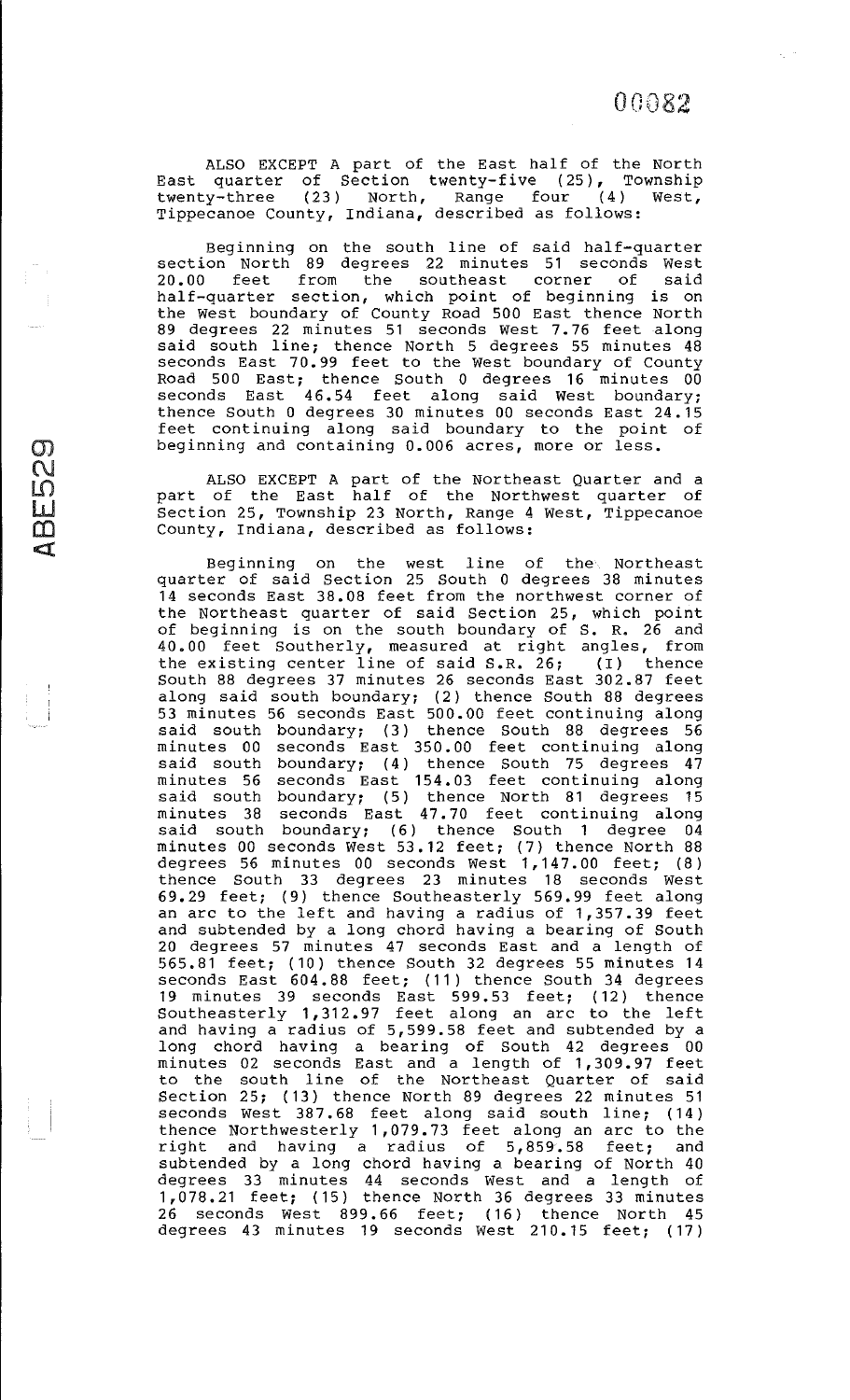ALSO EXCEPT A part of the East half of the North East quarter of Section twenty-five (25), Township twenty-three (23) North, Range four (4) West, Tippecanoe County, Indiana, described as follows:

Beginning on the south line of said half-quarter section North 89 degrees 22 minutes 51 seconds West 20.00 feet from the southeast corner of said half-quarter section, which point of beginning is on the West boundary of County Road 500 East thence North 89 degrees 22 minutes 51 seconds West 7.76 feet along said south line; thence North 5 degrees 55 minutes 48 seconds East 70.99 feet to the West boundary of County Road 500 East; thence South 0 degrees 16 minutes 00 seconds East 46.54 feet along said West boundary; thence South 0 degrees 30 minutes 00 seconds East 24.15 feet continuing along said boundary to the point of beginning and containing 0.006 acres, more or less.

ALSO EXCEPT A part of the Northeast Quarter and a part of the East half of the Northwest quarter of Section 25, Township 23 North, Range 4 West, Tippecanoe County, Indiana, described as follows:

Beginning on the west line of the Northeast quarter of said Section 25 South 0 degrees 38 minutes 14 seconds East 38.08 feet from the northwest corner of the Northeast quarter of said Section 25, which point of beginning is on the south boundary of S. R. 26 and 40.00 feet Southerly, measured at right angles, from the existing center line of said S.R. 26; (I) thence South 88 degrees 37 minutes 26 seconds East 302.87 feet along said south boundary; (2) thence South 88 degrees 53 minutes 56 seconds East 500.00 feet continuing along said south boundary; (3) thence South 88 degrees 56 minutes 00 seconds East 350.00 feet continuing along said south boundary; (4) thence South 75 degrees 47 minutes 56 seconds East 154.03 feet continuing along said south boundary; (5) thence North 81 degrees 15 minutes 38 seconds East 47.70 feet continuing along said south boundary; (6) thence South 1 degree 04 minutes 00 seconds West 53.12 feet; (7) thence North 88 degrees 56 minutes 00 seconds West 1,147.00 feet; (8) thence South 33 degrees 23 minutes 18 seconds West 69.29 feet; (9) thence Southeasterly 569.99 feet along an arc to the left and having a radius of 1,357.39 feet and subtended by a long chord having a bearing of South 20 degrees 57 minutes 47 seconds East and a length of 565.81 feet; (10) thence South 32 degrees 55 minutes 14 seconds East 604.88 feet; (11) thence South 34 degrees 19 minutes 39 seconds East 599.53 feet; (12) thence Southeasterly 1,312.97 feet along an arc to the left and having a radius of 5,599.58 feet and subtended by a long chord having a bearing of South 42 degrees 00 minutes 02 seconds East and a length of 1,309.97 feet to the south line of the Northeast Quarter of said Section 25; (13) thence North 89 degrees 22 minutes 51 seconds West 387.68 feet along said south line; (14) thence Northwesterly 1,079.73 feet along an arc to the right and having a radius of 5,859.58 feet; and subtended by a long chord having a bearing of North 40 degrees 33 minutes 44 seconds West and a length of 1,078.21 feet; (15) thence North 36 degrees 33 minutes 26 seconds West 899.66 feet; (16) thence North 45 degrees 43 minutes 19 seconds West 210.15 feet; (17)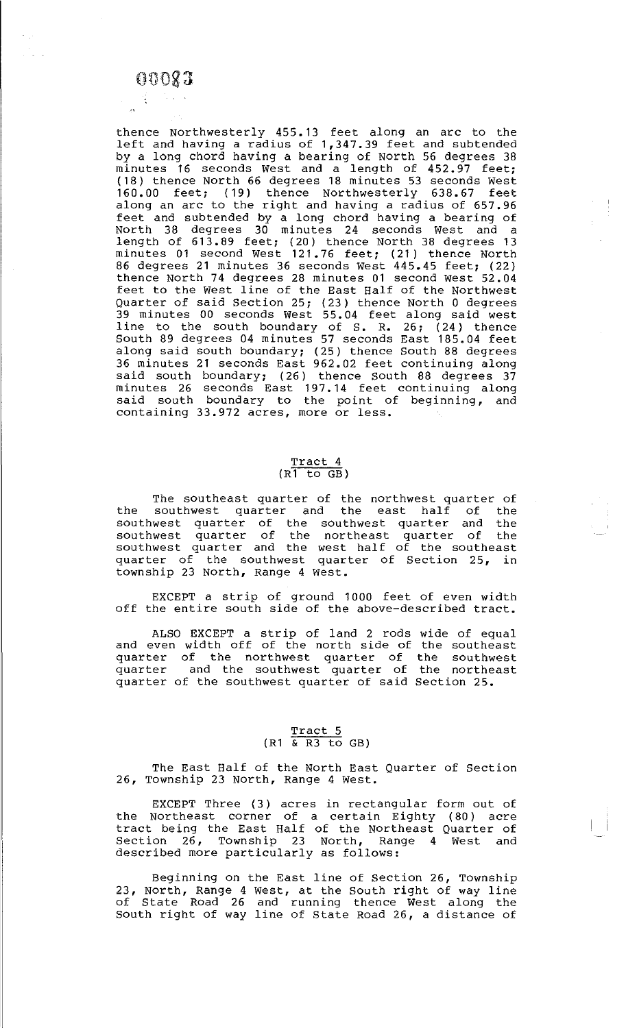thence Northwesterly 455.13 feet along an arc to the left and having a radius of 1,347.39 feet and subtended by a long chord having a bearing of North 56 degrees 38 minutes 16 seconds West and a length of 452.97 feet; (18) thence North 66 degrees 18 minutes 53 seconds West 160.00 feet; (19) thence Northwesterly 638.67 feet along an arc to the right and having a radius of 657.96 feet and subtended by a long chord having a bearing of North 38 degrees 30 minutes 24 seconds West and a length of 613.89 feet; (20) thence North 38 degrees 13 minutes 01 second West 121.76 feet; (21) thence North 86 degrees 21 minutes 36 seconds West 445.45 feet; (22) thence North 74 degrees 28 minutes 01 second West 52.04 feet to the West line of the East Half of the Northwest Quarter of said Section 25; (23) thence North 0 degrees 39 minutes 00 seconds West 55.04 feet along said west line to the south boundary of S. R. 26; (24) thence South 89 degrees 04 minutes 57 seconds East 185.04 feet along said south boundary; (25) thence South 88 degrees 36 minutes 21 seconds East 962.02 feet continuing along said south boundary; (26) thence South 88 degrees 37 minutes 26 seconds East 197.14 feet continuing along said south boundary to the point of beginning, and containing 33.972 acres, more or less.

## Tract 4
(R1 to GB)

The southeast quarter of the northwest quarter of the southwest quarter and the east half of the southwest quarter of the southwest quarter and the southwest quarter of the northeast quarter of the southwest quarter and the west half of the southeast quarter of the southwest quarter of Section 25, in township 23 North, Range 4 West.

EXCEPT a strip of ground 1000 feet of even width off the entire south side of the above-described tract.

ALSO EXCEPT a strip of land 2 rods wide of equal and even width off of the north side of the southeast quarter of the northwest quarter of the southwest quarter and the southwest quarter of the northeast quarter of the southwest quarter of said Section 25.

## Tract 5
(R1 & R3 to GB)

The East Half of the North East Quarter of Section 26, Township 23 North, Range 4 West.

EXCEPT Three (3) acres in rectangular form out of the Northeast corner of a certain Eighty (80) acre tract being the East Half of the Northeast Quarter of Section 26, Township 23 North, Range 4 West and described more particularly as follows:

Beginning on the East line of Section 26, Township 23, North, Range 4 West, at the South right of way line of State Road 26 and running thence West along the South right of way line of State Road 26, a distance of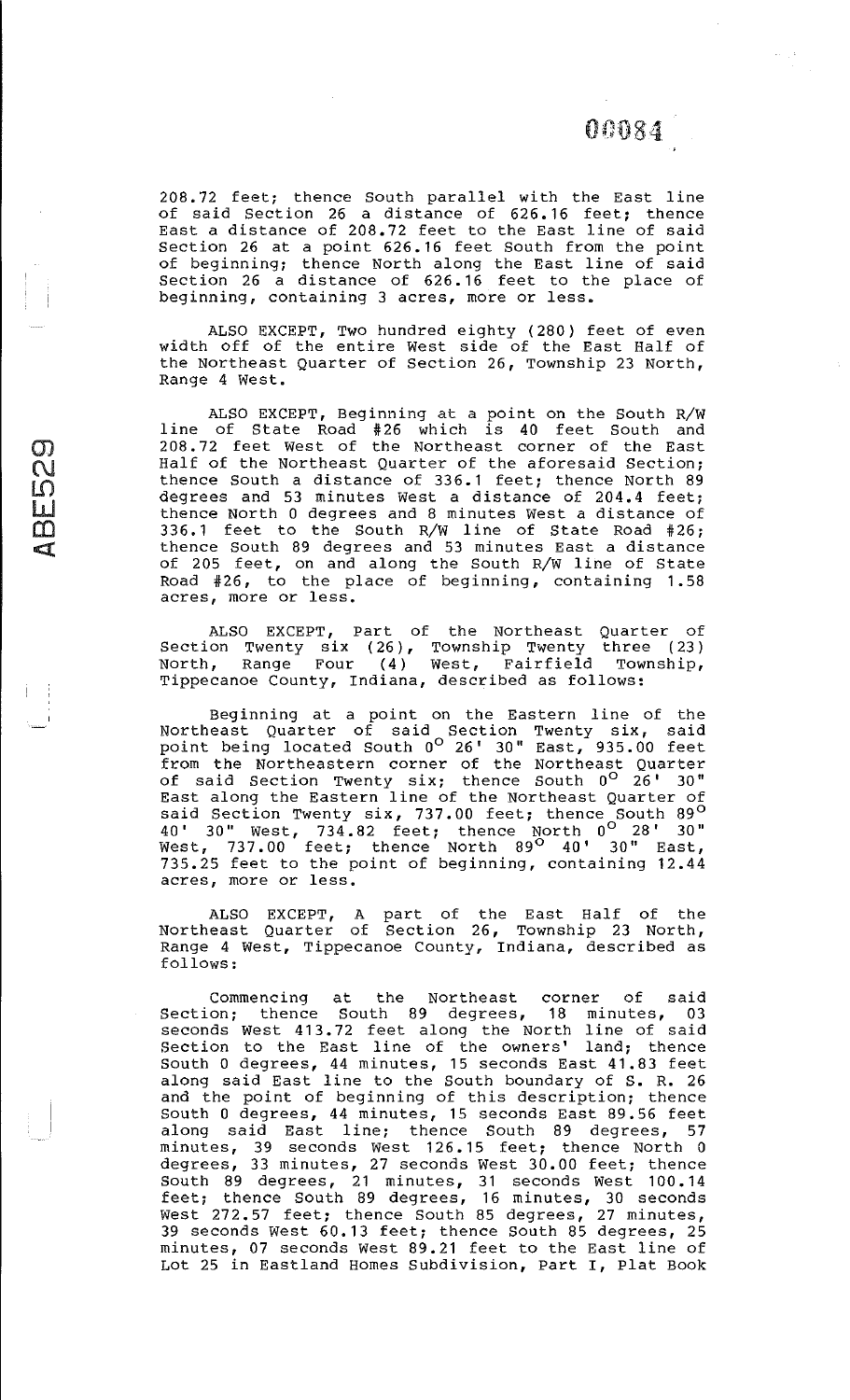208.72 feet; thence South parallel with the East line of said Section 26 a distance of 626.16 feet; thence East a distance of 208.72 feet to the East line of said Section 26 at a point 626.16 feet South from the point of beginning; thence North along the East line of said Section 26 a distance of 626.16 feet to the place of beginning, containing 3 acres, more or less.

ALSO EXCEPT, Two hundred eighty (280) feet of even width off of the entire West side of the East Half of the Northeast Quarter of Section 26, Township 23 North, Range 4 West.

ALSO EXCEPT, Beginning at a point on the South R/W line of State Road #26 which is 40 feet South and 208.72 feet West of the Northeast corner of the East Half of the Northeast Quarter of the aforesaid Section; thence South a distance of 336.1 feet; thence North 89 degrees and 53 minutes West a distance of 204.4 feet; thence North 0 degrees and 8 minutes West a distance of 336.1 feet to the South R/W line of State Road #26; thence South 89 degrees and 53 minutes East a distance of 205 feet, on and along the South R/W line of State Road #26, to the place of beginning, containing 1.58 acres, more or less.

ALSO EXCEPT, Part of the Northeast Quarter of Section Twenty six (26), Township Twenty three (23) North, Range Four (4) West, Fairfield Township, Tippecanoe County, Indiana, described as follows:

Beginning at a point on the Eastern line of the Northeast Quarter of said Section Twenty six, said point being located South 0° 26' 30" East, 935.00 feet from the Northeastern corner of the Northeast Quarter of said Section Twenty six; thence South 0° 26' 30" East along the Eastern line of the Northeast Quarter of said Section Twenty six, 737.00 feet; thence South 89° 40' 30" West, 734.82 feet; thence North 0° 28' 30" West, 737.00 feet; thence North 89° 40' 30" East, 735.25 feet to the point of beginning, containing 12.44 acres, more or less.

ALSO EXCEPT, A part of the East Half of the Northeast Quarter of Section 26, Township 23 North, Range 4 West, Tippecanoe County, Indiana, described as follows:

Commencing at the Northeast corner of said Section; thence South 89 degrees, 18 minutes, 03 seconds West 413.72 feet along the North line of said Section to the East line of the owners' land; thence South 0 degrees, 44 minutes, 15 seconds East 41.83 feet along said East line to the South boundary of S. R. 26 and the point of beginning of this description; thence South 0 degrees, 44 minutes, 15 seconds East 89.56 feet along said East line; thence South 89 degrees, 57 minutes, 39 seconds West 126.15 feet; thence North 0 degrees, 33 minutes, 27 seconds West 30.00 feet; thence South 89 degrees, 21 minutes, 31 seconds West 100.14 feet; thence South 89 degrees, 16 minutes, 30 seconds West 272.57 feet; thence South 85 degrees, 27 minutes, 39 seconds West 60.13 feet; thence South 85 degrees, 25 minutes, 07 seconds West 89.21 feet to the East line of Lot 25 in Eastland Homes Subdivision, Part I, Plat Book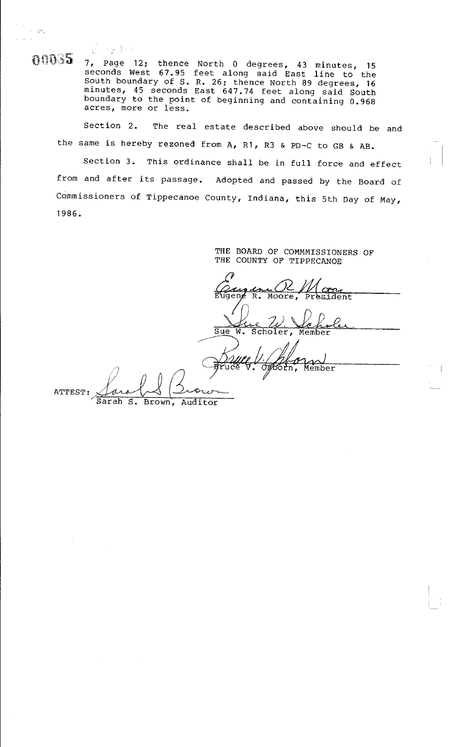7, Page 12; thence North 0 degrees, 43 minutes, 15 seconds West 67.95 feet along said East line to the South boundary of S. R. 26; thence North 89 degrees, 16 minutes, 45 seconds East 647.74 feet along said South boundary to the point of beginning and containing 0.968 acres, more or less.

Section 2. The real estate described above should be and the same is hereby rezoned from A, R1, R3 & PD-C to GB & AB.

Section 3. This ordinance shall be in full force and effect from and after its passage. Adopted and passed by the Board of Commissioners of Tippecanoe County, Indiana, this 5th Day of May, 1986.

THE BOARD OF COMMMISSIONERS OF
THE COUNTY OF TIPPECANOE

Eugene R. Moore, President

Sue W. Scholer, Member

Bruce V. Osborn, Member

ATTEST: Sarah S. Brown, Auditor